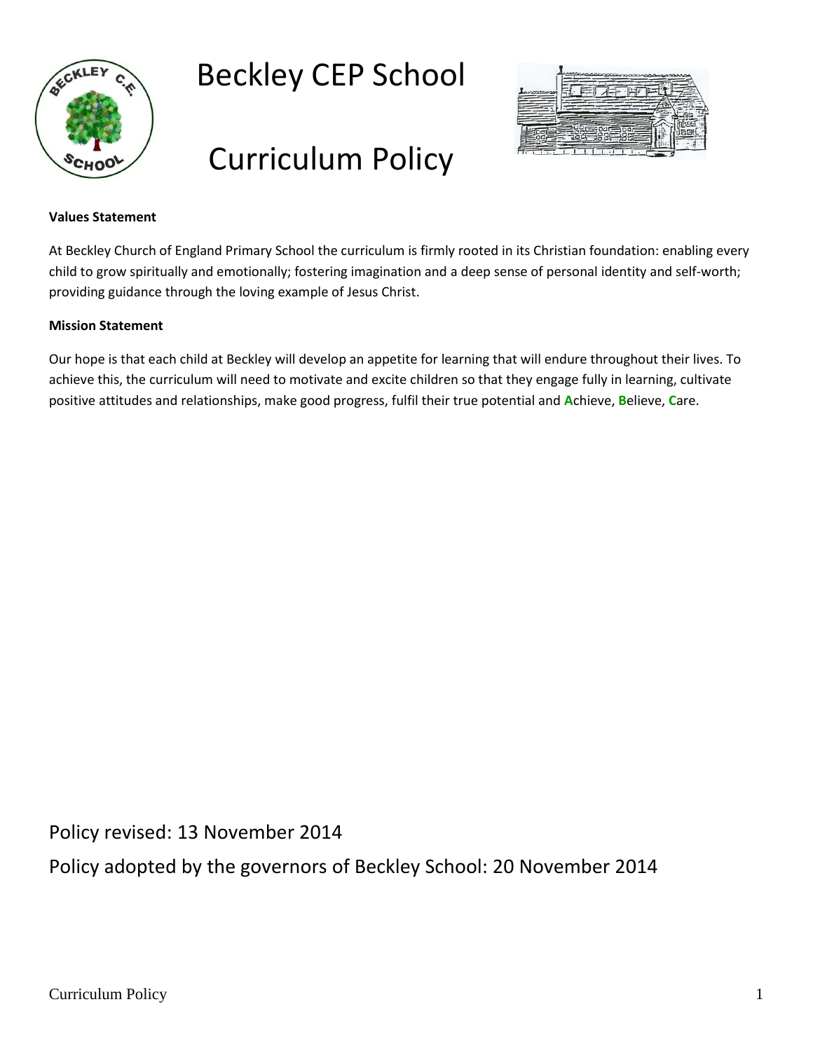# Beckley CEP School

# Curriculum Policy

**Values Statement**

At Beckley Church of England Primary School the curriculum is firmly rooted in its Christian foundation: enabling every child to grow spiritually and emotionally; fostering imagination and a deep sense of personal identity and self-worth; providing guidance through the loving example of Jesus Christ.

**Mission Statement**

Our hope is that each child at Beckley will develop an appetite for learning that will endure throughout their lives. To achieve this, the curriculum will need to motivate and excite children so that they engage fully in learning, cultivate positive attitudes and relationships, make good progress, fulfil their true potential and **A**chieve, **B**elieve, **C**are.

Policy revised: 13 November 2014

Policy adopted by the governors of Beckley School: 20 November 2014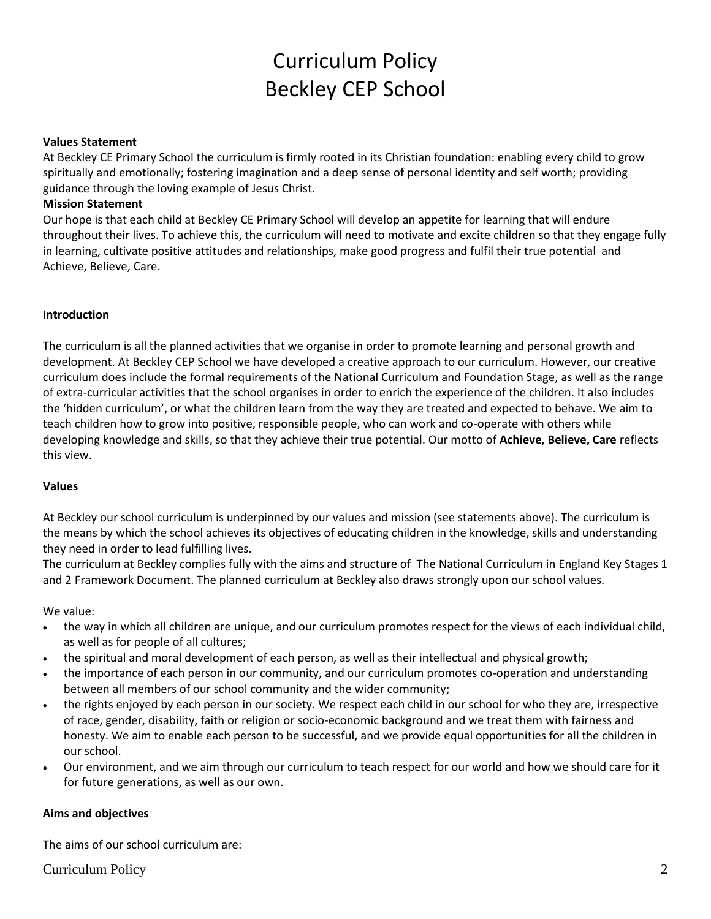# Curriculum Policy
# Beckley CEP School

**Values Statement**

At Beckley CE Primary School the curriculum is firmly rooted in its Christian foundation: enabling every child to grow spiritually and emotionally; fostering imagination and a deep sense of personal identity and self worth; providing guidance through the loving example of Jesus Christ.

**Mission Statement**

Our hope is that each child at Beckley CE Primary School will develop an appetite for learning that will endure throughout their lives. To achieve this, the curriculum will need to motivate and excite children so that they engage fully in learning, cultivate positive attitudes and relationships, make good progress and fulfil their true potential and Achieve, Believe, Care.

---

**Introduction**

The curriculum is all the planned activities that we organise in order to promote learning and personal growth and development. At Beckley CEP School we have developed a creative approach to our curriculum. However, our creative curriculum does include the formal requirements of the National Curriculum and Foundation Stage, as well as the range of extra-curricular activities that the school organises in order to enrich the experience of the children. It also includes the 'hidden curriculum', or what the children learn from the way they are treated and expected to behave. We aim to teach children how to grow into positive, responsible people, who can work and co-operate with others while developing knowledge and skills, so that they achieve their true potential. Our motto of **Achieve, Believe, Care** reflects this view.

**Values**

At Beckley our school curriculum is underpinned by our values and mission (see statements above). The curriculum is the means by which the school achieves its objectives of educating children in the knowledge, skills and understanding they need in order to lead fulfilling lives.

The curriculum at Beckley complies fully with the aims and structure of The National Curriculum in England Key Stages 1 and 2 Framework Document. The planned curriculum at Beckley also draws strongly upon our school values.

We value:

- the way in which all children are unique, and our curriculum promotes respect for the views of each individual child, as well as for people of all cultures;
- the spiritual and moral development of each person, as well as their intellectual and physical growth;
- the importance of each person in our community, and our curriculum promotes co-operation and understanding between all members of our school community and the wider community;
- the rights enjoyed by each person in our society. We respect each child in our school for who they are, irrespective of race, gender, disability, faith or religion or socio-economic background and we treat them with fairness and honesty. We aim to enable each person to be successful, and we provide equal opportunities for all the children in our school.
- Our environment, and we aim through our curriculum to teach respect for our world and how we should care for it for future generations, as well as our own.

**Aims and objectives**

The aims of our school curriculum are: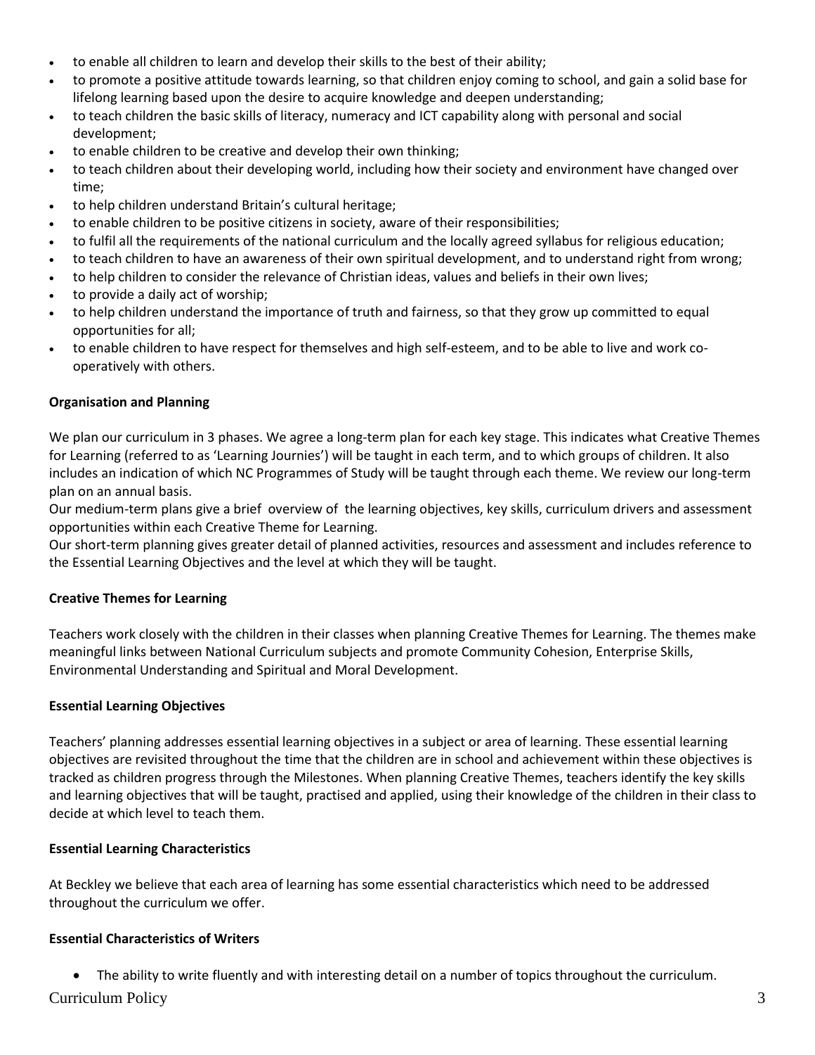- to enable all children to learn and develop their skills to the best of their ability;
- to promote a positive attitude towards learning, so that children enjoy coming to school, and gain a solid base for lifelong learning based upon the desire to acquire knowledge and deepen understanding;
- to teach children the basic skills of literacy, numeracy and ICT capability along with personal and social development;
- to enable children to be creative and develop their own thinking;
- to teach children about their developing world, including how their society and environment have changed over time;
- to help children understand Britain's cultural heritage;
- to enable children to be positive citizens in society, aware of their responsibilities;
- to fulfil all the requirements of the national curriculum and the locally agreed syllabus for religious education;
- to teach children to have an awareness of their own spiritual development, and to understand right from wrong;
- to help children to consider the relevance of Christian ideas, values and beliefs in their own lives;
- to provide a daily act of worship;
- to help children understand the importance of truth and fairness, so that they grow up committed to equal opportunities for all;
- to enable children to have respect for themselves and high self-esteem, and to be able to live and work co-operatively with others.

**Organisation and Planning**

We plan our curriculum in 3 phases. We agree a long-term plan for each key stage. This indicates what Creative Themes for Learning (referred to as 'Learning Journies') will be taught in each term, and to which groups of children. It also includes an indication of which NC Programmes of Study will be taught through each theme. We review our long-term plan on an annual basis.
Our medium-term plans give a brief overview of the learning objectives, key skills, curriculum drivers and assessment opportunities within each Creative Theme for Learning.
Our short-term planning gives greater detail of planned activities, resources and assessment and includes reference to the Essential Learning Objectives and the level at which they will be taught.

**Creative Themes for Learning**

Teachers work closely with the children in their classes when planning Creative Themes for Learning. The themes make meaningful links between National Curriculum subjects and promote Community Cohesion, Enterprise Skills, Environmental Understanding and Spiritual and Moral Development.

**Essential Learning Objectives**

Teachers' planning addresses essential learning objectives in a subject or area of learning. These essential learning objectives are revisited throughout the time that the children are in school and achievement within these objectives is tracked as children progress through the Milestones. When planning Creative Themes, teachers identify the key skills and learning objectives that will be taught, practised and applied, using their knowledge of the children in their class to decide at which level to teach them.

**Essential Learning Characteristics**

At Beckley we believe that each area of learning has some essential characteristics which need to be addressed throughout the curriculum we offer.

**Essential Characteristics of Writers**

- The ability to write fluently and with interesting detail on a number of topics throughout the curriculum.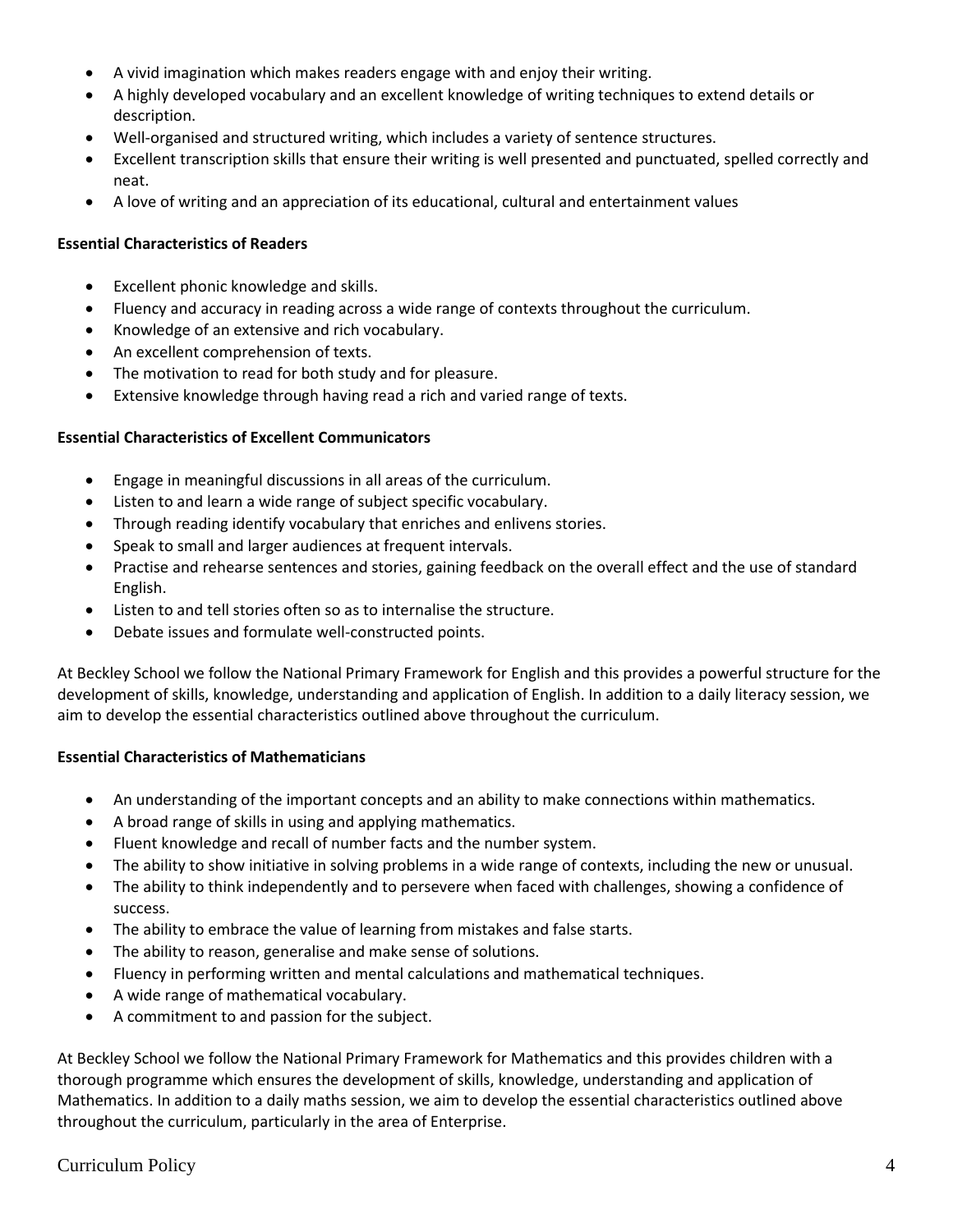- A vivid imagination which makes readers engage with and enjoy their writing.
- A highly developed vocabulary and an excellent knowledge of writing techniques to extend details or description.
- Well-organised and structured writing, which includes a variety of sentence structures.
- Excellent transcription skills that ensure their writing is well presented and punctuated, spelled correctly and neat.
- A love of writing and an appreciation of its educational, cultural and entertainment values

**Essential Characteristics of Readers**

- Excellent phonic knowledge and skills.
- Fluency and accuracy in reading across a wide range of contexts throughout the curriculum.
- Knowledge of an extensive and rich vocabulary.
- An excellent comprehension of texts.
- The motivation to read for both study and for pleasure.
- Extensive knowledge through having read a rich and varied range of texts.

**Essential Characteristics of Excellent Communicators**

- Engage in meaningful discussions in all areas of the curriculum.
- Listen to and learn a wide range of subject specific vocabulary.
- Through reading identify vocabulary that enriches and enlivens stories.
- Speak to small and larger audiences at frequent intervals.
- Practise and rehearse sentences and stories, gaining feedback on the overall effect and the use of standard English.
- Listen to and tell stories often so as to internalise the structure.
- Debate issues and formulate well-constructed points.

At Beckley School we follow the National Primary Framework for English and this provides a powerful structure for the development of skills, knowledge, understanding and application of English. In addition to a daily literacy session, we aim to develop the essential characteristics outlined above throughout the curriculum.

**Essential Characteristics of Mathematicians**

- An understanding of the important concepts and an ability to make connections within mathematics.
- A broad range of skills in using and applying mathematics.
- Fluent knowledge and recall of number facts and the number system.
- The ability to show initiative in solving problems in a wide range of contexts, including the new or unusual.
- The ability to think independently and to persevere when faced with challenges, showing a confidence of success.
- The ability to embrace the value of learning from mistakes and false starts.
- The ability to reason, generalise and make sense of solutions.
- Fluency in performing written and mental calculations and mathematical techniques.
- A wide range of mathematical vocabulary.
- A commitment to and passion for the subject.

At Beckley School we follow the National Primary Framework for Mathematics and this provides children with a thorough programme which ensures the development of skills, knowledge, understanding and application of Mathematics. In addition to a daily maths session, we aim to develop the essential characteristics outlined above throughout the curriculum, particularly in the area of Enterprise.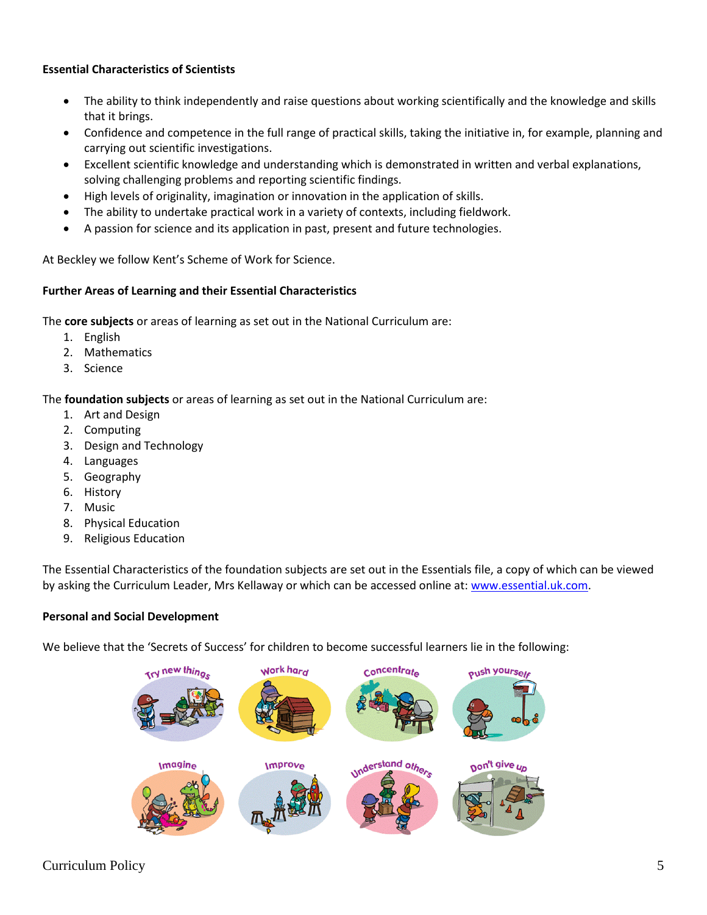**Essential Characteristics of Scientists**

- The ability to think independently and raise questions about working scientifically and the knowledge and skills that it brings.
- Confidence and competence in the full range of practical skills, taking the initiative in, for example, planning and carrying out scientific investigations.
- Excellent scientific knowledge and understanding which is demonstrated in written and verbal explanations, solving challenging problems and reporting scientific findings.
- High levels of originality, imagination or innovation in the application of skills.
- The ability to undertake practical work in a variety of contexts, including fieldwork.
- A passion for science and its application in past, present and future technologies.

At Beckley we follow Kent's Scheme of Work for Science.

**Further Areas of Learning and their Essential Characteristics**

The **core subjects** or areas of learning as set out in the National Curriculum are:

1. English
2. Mathematics
3. Science

The **foundation subjects** or areas of learning as set out in the National Curriculum are:

1. Art and Design
2. Computing
3. Design and Technology
4. Languages
5. Geography
6. History
7. Music
8. Physical Education
9. Religious Education

The Essential Characteristics of the foundation subjects are set out in the Essentials file, a copy of which can be viewed by asking the Curriculum Leader, Mrs Kellaway or which can be accessed online at: [www.essential.uk.com](www.essential.uk.com).

**Personal and Social Development**

We believe that the 'Secrets of Success' for children to become successful learners lie in the following:

Try new things, Work hard, Concentrate, Push yourself, Imagine, Improve, Understand others, Don't give up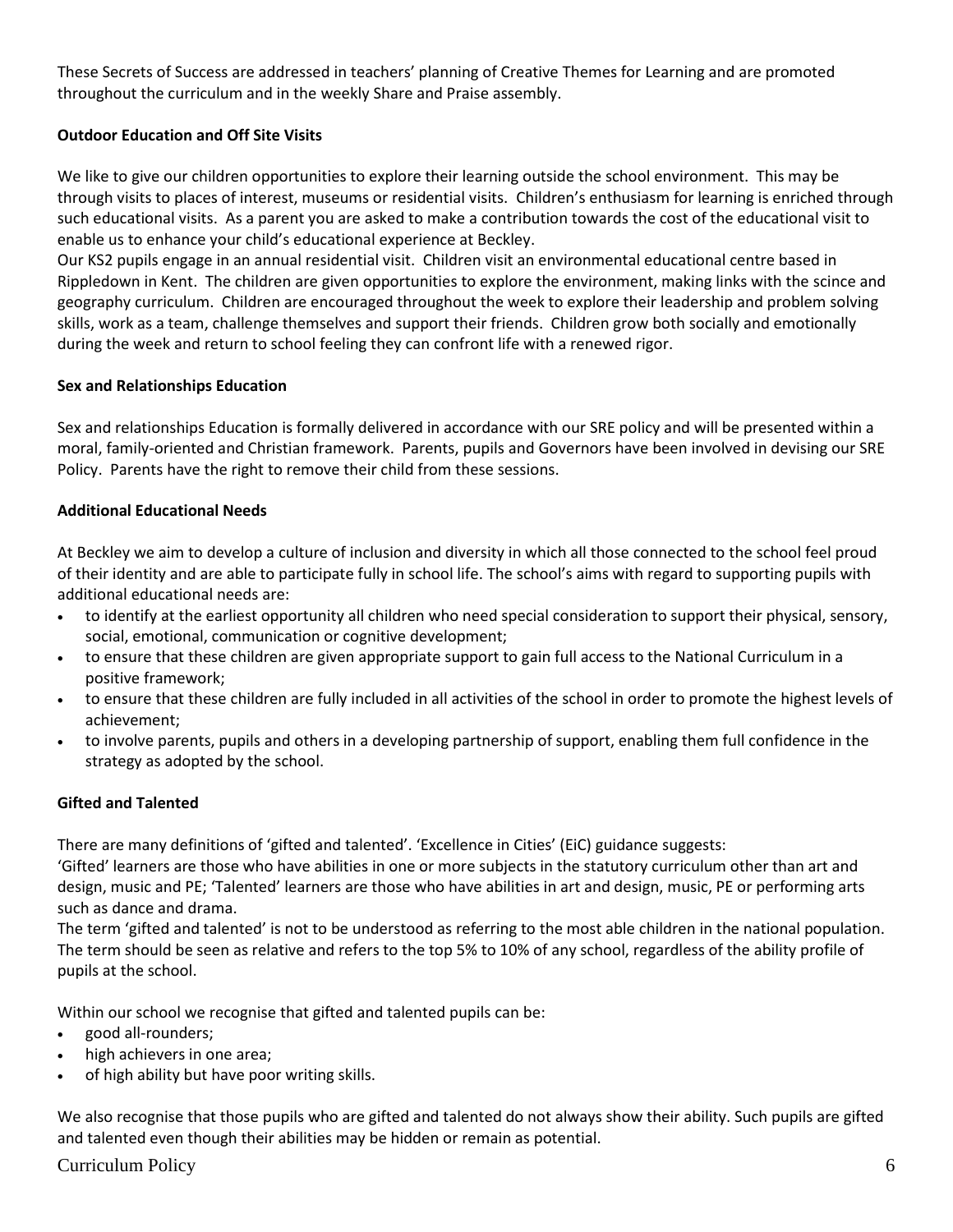These Secrets of Success are addressed in teachers' planning of Creative Themes for Learning and are promoted throughout the curriculum and in the weekly Share and Praise assembly.

**Outdoor Education and Off Site Visits**

We like to give our children opportunities to explore their learning outside the school environment. This may be through visits to places of interest, museums or residential visits. Children's enthusiasm for learning is enriched through such educational visits. As a parent you are asked to make a contribution towards the cost of the educational visit to enable us to enhance your child's educational experience at Beckley.

Our KS2 pupils engage in an annual residential visit. Children visit an environmental educational centre based in Rippledown in Kent. The children are given opportunities to explore the environment, making links with the scince and geography curriculum. Children are encouraged throughout the week to explore their leadership and problem solving skills, work as a team, challenge themselves and support their friends. Children grow both socially and emotionally during the week and return to school feeling they can confront life with a renewed rigor.

**Sex and Relationships Education**

Sex and relationships Education is formally delivered in accordance with our SRE policy and will be presented within a moral, family-oriented and Christian framework. Parents, pupils and Governors have been involved in devising our SRE Policy. Parents have the right to remove their child from these sessions.

**Additional Educational Needs**

At Beckley we aim to develop a culture of inclusion and diversity in which all those connected to the school feel proud of their identity and are able to participate fully in school life. The school's aims with regard to supporting pupils with additional educational needs are:

- to identify at the earliest opportunity all children who need special consideration to support their physical, sensory, social, emotional, communication or cognitive development;
- to ensure that these children are given appropriate support to gain full access to the National Curriculum in a positive framework;
- to ensure that these children are fully included in all activities of the school in order to promote the highest levels of achievement;
- to involve parents, pupils and others in a developing partnership of support, enabling them full confidence in the strategy as adopted by the school.

**Gifted and Talented**

There are many definitions of 'gifted and talented'. 'Excellence in Cities' (EiC) guidance suggests:

'Gifted' learners are those who have abilities in one or more subjects in the statutory curriculum other than art and design, music and PE; 'Talented' learners are those who have abilities in art and design, music, PE or performing arts such as dance and drama.

The term 'gifted and talented' is not to be understood as referring to the most able children in the national population. The term should be seen as relative and refers to the top 5% to 10% of any school, regardless of the ability profile of pupils at the school.

Within our school we recognise that gifted and talented pupils can be:

- good all-rounders;
- high achievers in one area;
- of high ability but have poor writing skills.

We also recognise that those pupils who are gifted and talented do not always show their ability. Such pupils are gifted and talented even though their abilities may be hidden or remain as potential.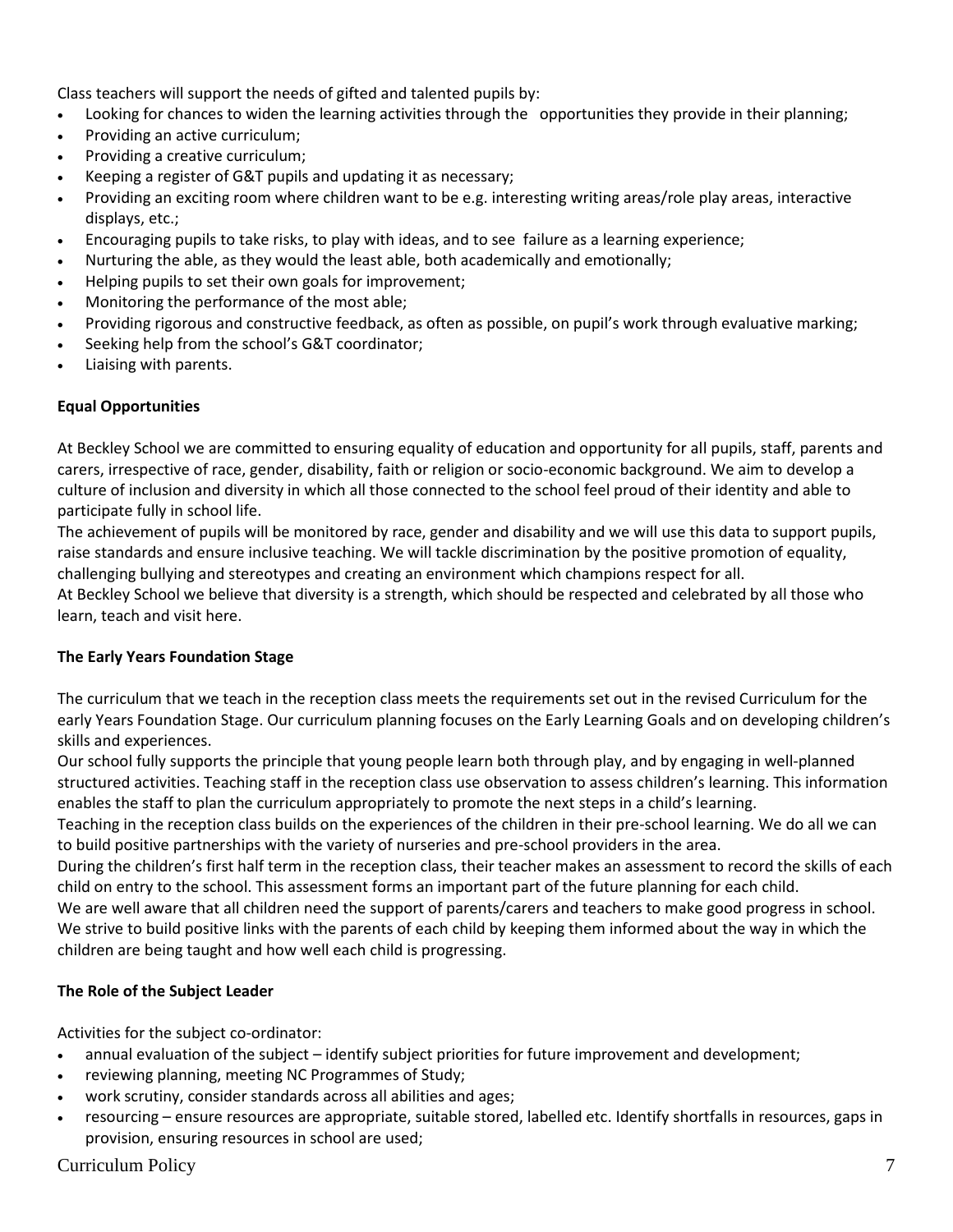Class teachers will support the needs of gifted and talented pupils by:

- Looking for chances to widen the learning activities through the opportunities they provide in their planning;
- Providing an active curriculum;
- Providing a creative curriculum;
- Keeping a register of G&T pupils and updating it as necessary;
- Providing an exciting room where children want to be e.g. interesting writing areas/role play areas, interactive displays, etc.;
- Encouraging pupils to take risks, to play with ideas, and to see failure as a learning experience;
- Nurturing the able, as they would the least able, both academically and emotionally;
- Helping pupils to set their own goals for improvement;
- Monitoring the performance of the most able;
- Providing rigorous and constructive feedback, as often as possible, on pupil's work through evaluative marking;
- Seeking help from the school's G&T coordinator;
- Liaising with parents.

**Equal Opportunities**

At Beckley School we are committed to ensuring equality of education and opportunity for all pupils, staff, parents and carers, irrespective of race, gender, disability, faith or religion or socio-economic background. We aim to develop a culture of inclusion and diversity in which all those connected to the school feel proud of their identity and able to participate fully in school life.

The achievement of pupils will be monitored by race, gender and disability and we will use this data to support pupils, raise standards and ensure inclusive teaching. We will tackle discrimination by the positive promotion of equality, challenging bullying and stereotypes and creating an environment which champions respect for all.

At Beckley School we believe that diversity is a strength, which should be respected and celebrated by all those who learn, teach and visit here.

**The Early Years Foundation Stage**

The curriculum that we teach in the reception class meets the requirements set out in the revised Curriculum for the early Years Foundation Stage. Our curriculum planning focuses on the Early Learning Goals and on developing children's skills and experiences.

Our school fully supports the principle that young people learn both through play, and by engaging in well-planned structured activities. Teaching staff in the reception class use observation to assess children's learning. This information enables the staff to plan the curriculum appropriately to promote the next steps in a child's learning.

Teaching in the reception class builds on the experiences of the children in their pre-school learning. We do all we can to build positive partnerships with the variety of nurseries and pre-school providers in the area.

During the children's first half term in the reception class, their teacher makes an assessment to record the skills of each child on entry to the school. This assessment forms an important part of the future planning for each child.

We are well aware that all children need the support of parents/carers and teachers to make good progress in school. We strive to build positive links with the parents of each child by keeping them informed about the way in which the children are being taught and how well each child is progressing.

**The Role of the Subject Leader**

Activities for the subject co-ordinator:

- annual evaluation of the subject – identify subject priorities for future improvement and development;
- reviewing planning, meeting NC Programmes of Study;
- work scrutiny, consider standards across all abilities and ages;
- resourcing – ensure resources are appropriate, suitable stored, labelled etc. Identify shortfalls in resources, gaps in provision, ensuring resources in school are used;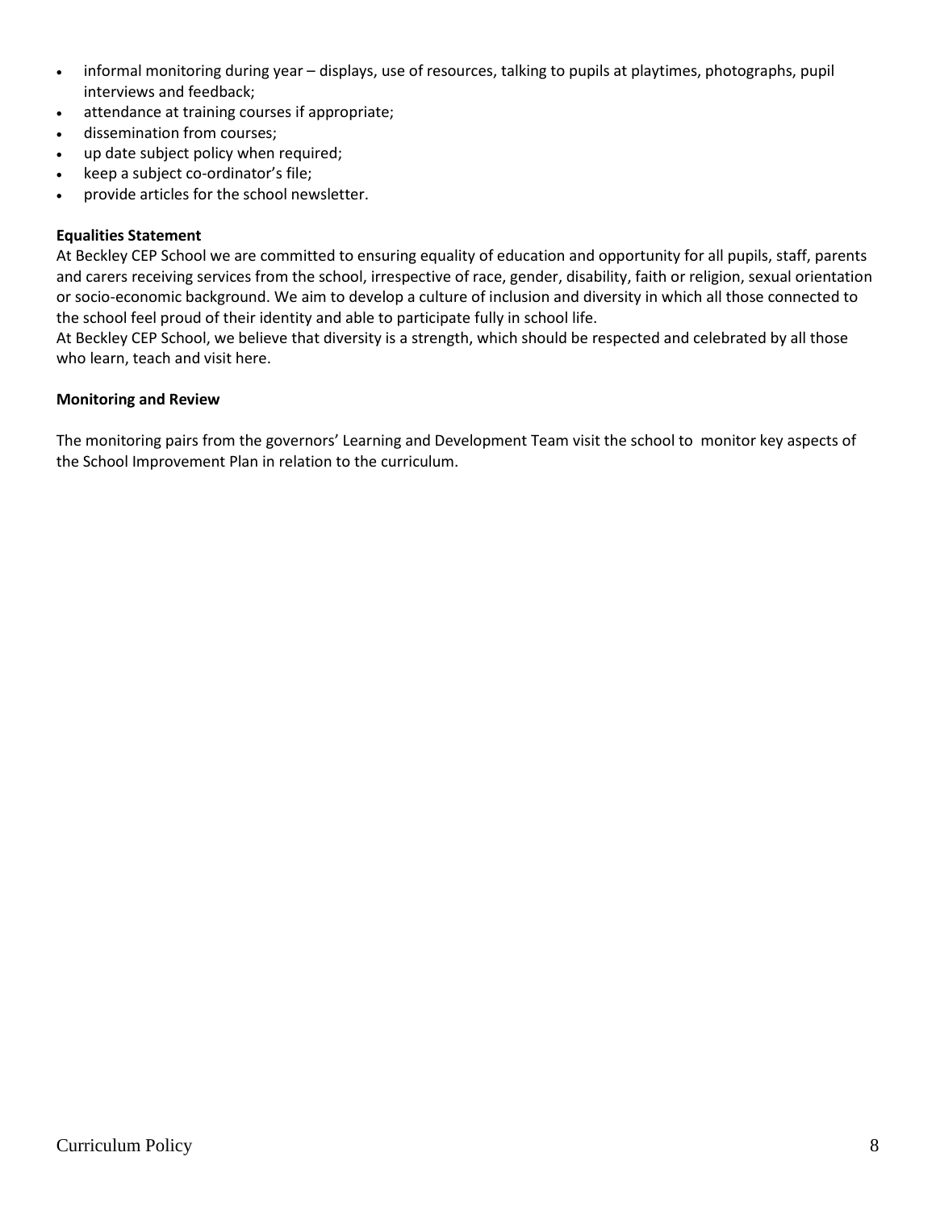- informal monitoring during year – displays, use of resources, talking to pupils at playtimes, photographs, pupil interviews and feedback;
- attendance at training courses if appropriate;
- dissemination from courses;
- up date subject policy when required;
- keep a subject co-ordinator's file;
- provide articles for the school newsletter.

**Equalities Statement**

At Beckley CEP School we are committed to ensuring equality of education and opportunity for all pupils, staff, parents and carers receiving services from the school, irrespective of race, gender, disability, faith or religion, sexual orientation or socio-economic background. We aim to develop a culture of inclusion and diversity in which all those connected to the school feel proud of their identity and able to participate fully in school life.

At Beckley CEP School, we believe that diversity is a strength, which should be respected and celebrated by all those who learn, teach and visit here.

**Monitoring and Review**

The monitoring pairs from the governors' Learning and Development Team visit the school to monitor key aspects of the School Improvement Plan in relation to the curriculum.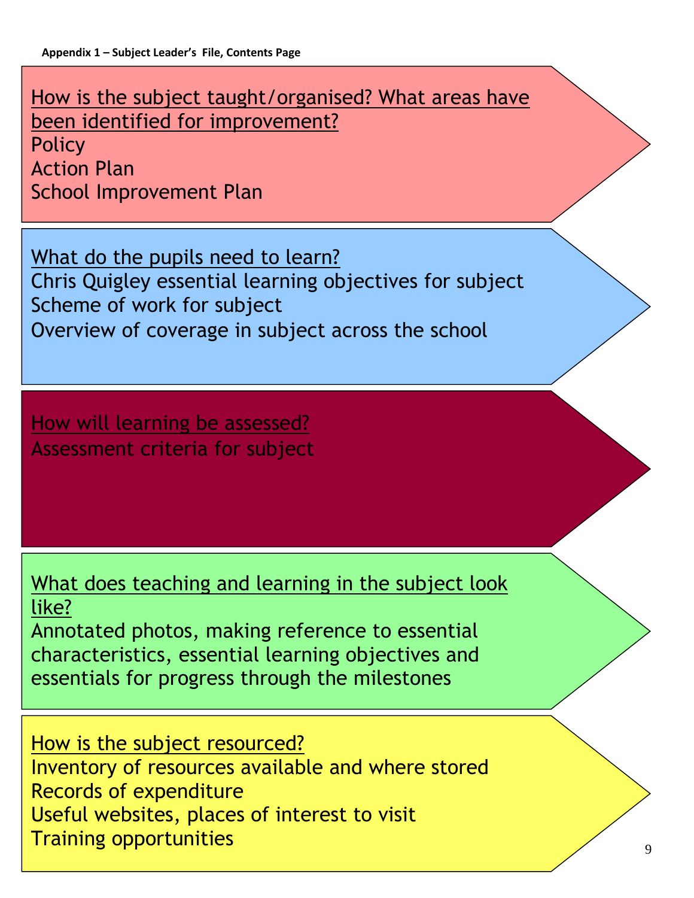**Appendix 1 – Subject Leader's File, Contents Page**

<u>How is the subject taught/organised? What areas have been identified for improvement?</u>

Policy
Action Plan
School Improvement Plan

<u>What do the pupils need to learn?</u>

Chris Quigley essential learning objectives for subject
Scheme of work for subject
Overview of coverage in subject across the school

<u>How will learning be assessed?</u>

Assessment criteria for subject

<u>What does teaching and learning in the subject look like?</u>

Annotated photos, making reference to essential characteristics, essential learning objectives and essentials for progress through the milestones

<u>How is the subject resourced?</u>

Inventory of resources available and where stored
Records of expenditure
Useful websites, places of interest to visit
Training opportunities